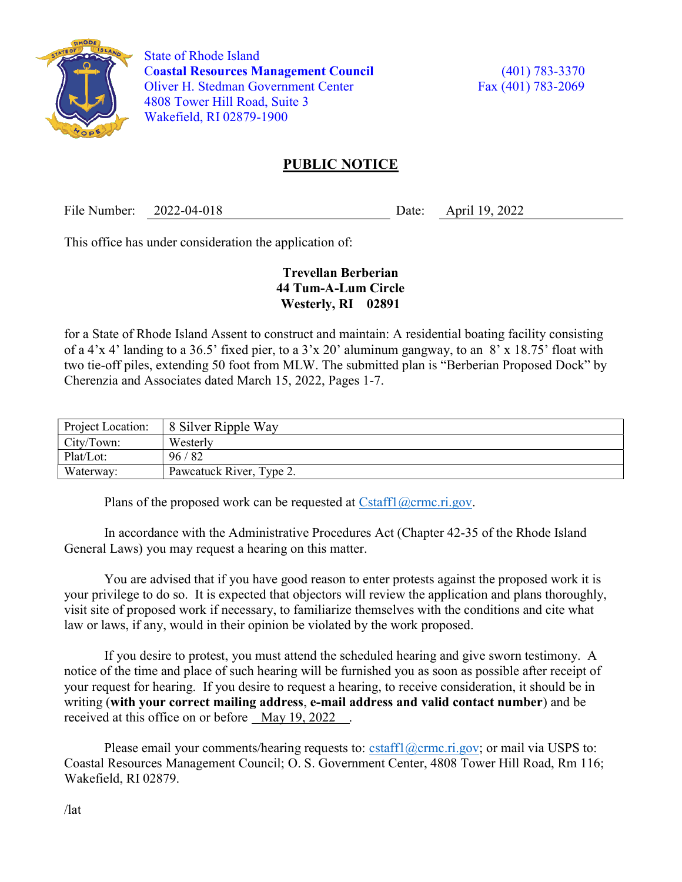State of Rhode Island
**Coastal Resources Management Council**
Oliver H. Stedman Government Center
4808 Tower Hill Road, Suite 3
Wakefield, RI 02879-1900

(401) 783-3370
Fax (401) 783-2069

# PUBLIC NOTICE

File Number: 2022-04-018 Date: April 19, 2022

This office has under consideration the application of:

**Trevellan Berberian**
**44 Tum-A-Lum Circle**
**Westerly, RI 02891**

for a State of Rhode Island Assent to construct and maintain: A residential boating facility consisting of a 4'x 4' landing to a 36.5' fixed pier, to a 3'x 20' aluminum gangway, to an 8' x 18.75' float with two tie-off piles, extending 50 foot from MLW. The submitted plan is "Berberian Proposed Dock" by Cherenzia and Associates dated March 15, 2022, Pages 1-7.

| Project Location: | 8 Silver Ripple Way |
|---|---|
| City/Town: | Westerly |
| Plat/Lot: | 96 / 82 |
| Waterway: | Pawcatuck River, Type 2. |

Plans of the proposed work can be requested at Cstaff1@crmc.ri.gov.

In accordance with the Administrative Procedures Act (Chapter 42-35 of the Rhode Island General Laws) you may request a hearing on this matter.

You are advised that if you have good reason to enter protests against the proposed work it is your privilege to do so. It is expected that objectors will review the application and plans thoroughly, visit site of proposed work if necessary, to familiarize themselves with the conditions and cite what law or laws, if any, would in their opinion be violated by the work proposed.

If you desire to protest, you must attend the scheduled hearing and give sworn testimony. A notice of the time and place of such hearing will be furnished you as soon as possible after receipt of your request for hearing. If you desire to request a hearing, to receive consideration, it should be in writing (**with your correct mailing address**, **e-mail address and valid contact number**) and be received at this office on or before May 19, 2022 .

Please email your comments/hearing requests to: cstaff1@crmc.ri.gov; or mail via USPS to: Coastal Resources Management Council; O. S. Government Center, 4808 Tower Hill Road, Rm 116; Wakefield, RI 02879.

/lat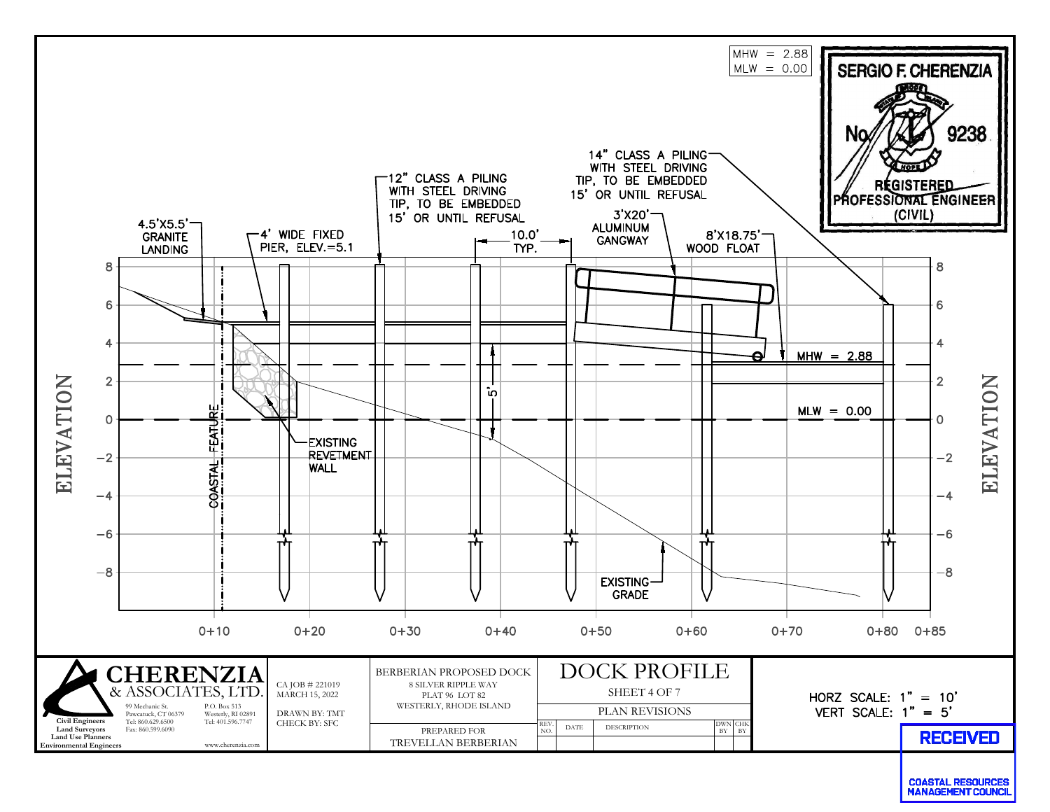MHW = 2.88
MLW = 0.00

SERGIO F. CHERENZIA
No. 9238
REGISTERED PROFESSIONAL ENGINEER (CIVIL)

4.5'X5.5' GRANITE LANDING

4' WIDE FIXED PIER, ELEV.=5.1

12" CLASS A PILING WITH STEEL DRIVING TIP, TO BE EMBEDDED 15' OR UNTIL REFUSAL

10.0' TYP.

14" CLASS A PILING WITH STEEL DRIVING TIP, TO BE EMBEDDED 15' OR UNTIL REFUSAL

3'X20' ALUMINUM GANGWAY

8'X18.75' WOOD FLOAT

MHW = 2.88

MLW = 0.00

5'

COASTAL FEATURE

EXISTING REVETMENT WALL

EXISTING GRADE

ELEVATION

8, 6, 4, 2, 0, −2, −4, −6, −8

0+10, 0+20, 0+30, 0+40, 0+50, 0+60, 0+70, 0+80, 0+85

**CHERENZIA** & ASSOCIATES, LTD.

99 Mechanic St. Pawcatuck, CT 06379 Tel: 860.629.6500 Fax: 860.599.6090

P.O. Box 513 Westerly, RI 02891 Tel: 401.596.7747

www.cherenzia.com

Civil Engineers
Land Surveyors
Land Use Planners
Environmental Engineers

CA JOB # 221019
MARCH 15, 2022

DRAWN BY: TMT
CHECK BY: SFC

BERBERIAN PROPOSED DOCK
8 SILVER RIPPLE WAY
PLAT 96 LOT 82
WESTERLY, RHODE ISLAND

PREPARED FOR
TREVELLAN BERBERIAN

# DOCK PROFILE

SHEET 4 OF 7

PLAN REVISIONS

| REV. NO. | DATE | DESCRIPTION | DWN BY | CHK BY |
|---|---|---|---|---|
| | | | | |

HORZ SCALE: 1" = 10'
VERT SCALE: 1" = 5'

RECEIVED
COASTAL RESOURCES MANAGEMENT COUNCIL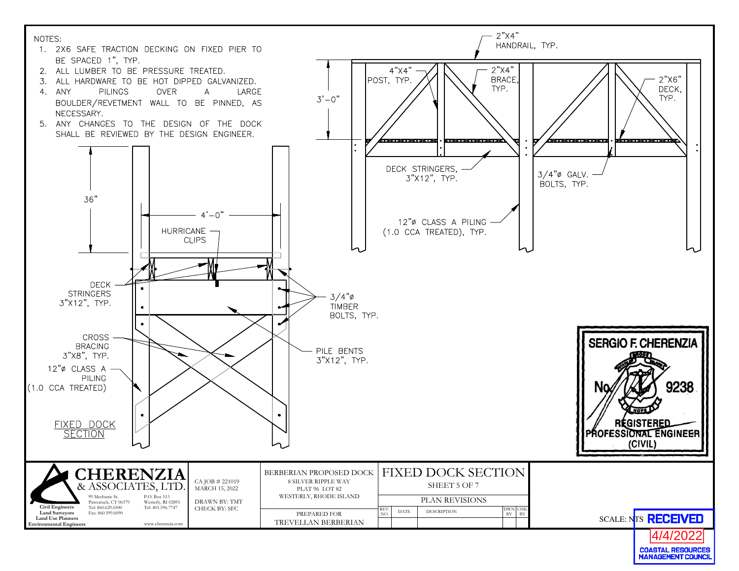NOTES:

1. 2X6 SAFE TRACTION DECKING ON FIXED PIER TO BE SPACED 1", TYP.
2. ALL LUMBER TO BE PRESSURE TREATED.
3. ALL HARDWARE TO BE HOT DIPPED GALVANIZED.
4. ANY PILINGS OVER A LARGE BOULDER/REVETMENT WALL TO BE PINNED, AS NECESSARY.
5. ANY CHANGES TO THE DESIGN OF THE DOCK SHALL BE REVIEWED BY THE DESIGN ENGINEER.

2"X4" HANDRAIL, TYP.

4"X4" POST, TYP.

2"X4" BRACE, TYP.

2"X6" DECK, TYP.

3'–0"

DECK STRINGERS, 3"X12", TYP.

3/4"ø GALV. BOLTS, TYP.

12"ø CLASS A PILING (1.0 CCA TREATED), TYP.

36"

4'–0"

HURRICANE CLIPS

DECK STRINGERS 3"X12", TYP.

3/4"ø TIMBER BOLTS, TYP.

PILE BENTS 3"X12", TYP.

CROSS BRACING 3"X8", TYP.

12"ø CLASS A PILING (1.0 CCA TREATED)

FIXED DOCK SECTION

SERGIO F. CHERENZIA
No. 9238
REGISTERED PROFESSIONAL ENGINEER (CIVIL)

**CHERENZIA & ASSOCIATES, LTD.**
Civil Engineers, Land Surveyors, Land Use Planners, Environmental Engineers
99 Mechanic St. Pawcatuck, CT 06379 Tel: 860.629.6500 Fax: 860.599.6090
P.O. Box 513 Westerly, RI 02891 Tel: 401.596.7747
www.cherenzia.com

CA JOB # 221019
MARCH 15, 2022
DRAWN BY: TMT
CHECK BY: SFC

BERBERIAN PROPOSED DOCK
8 SILVER RIPPLE WAY
PLAT 96 LOT 82
WESTERLY, RHODE ISLAND

PREPARED FOR
TREVELLAN BERBERIAN

FIXED DOCK SECTION
SHEET 5 OF 7

PLAN REVISIONS

| REV. NO. | DATE | DESCRIPTION | DWN BY | CHK BY |
|---|---|---|---|---|
| | | | | |

SCALE: NTS

RECEIVED
4/4/2022
COASTAL RESOURCES MANAGEMENT COUNCIL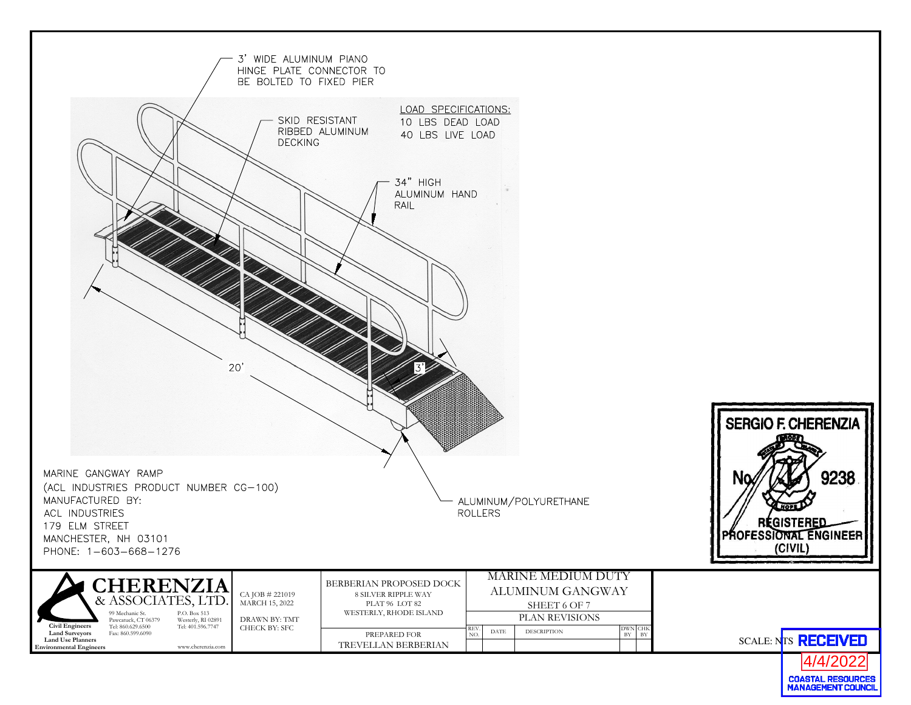3' WIDE ALUMINUM PIANO HINGE PLATE CONNECTOR TO BE BOLTED TO FIXED PIER

SKID RESISTANT RIBBED ALUMINUM DECKING

LOAD SPECIFICATIONS:
10 LBS DEAD LOAD
40 LBS LIVE LOAD

34" HIGH ALUMINUM HAND RAIL

20'

3'

ALUMINUM/POLYURETHANE ROLLERS

MARINE GANGWAY RAMP
(ACL INDUSTRIES PRODUCT NUMBER CG-100)
MANUFACTURED BY:
ACL INDUSTRIES
179 ELM STREET
MANCHESTER, NH 03101
PHONE: 1-603-668-1276

SERGIO F. CHERENZIA
No. 9238
REGISTERED PROFESSIONAL ENGINEER (CIVIL)

**CHERENZIA & ASSOCIATES, LTD.**
Civil Engineers
Land Surveyors
Land Use Planners
Environmental Engineers
99 Mechanic St.
Pawcatuck, CT 06379
Tel: 860.629.6500
Fax: 860.599.6090
P.O. Box 513
Westerly, RI 02891
Tel: 401.596.7747
www.cherenzia.com

CA JOB # 221019
MARCH 15, 2022

DRAWN BY: TMT
CHECK BY: SFC

BERBERIAN PROPOSED DOCK
8 SILVER RIPPLE WAY
PLAT 96 LOT 82
WESTERLY, RHODE ISLAND

PREPARED FOR
TREVELLAN BERBERIAN

MARINE MEDIUM DUTY ALUMINUM GANGWAY

PLAN REVISIONS

| REV. NO. | DATE | DESCRIPTION | DWN BY | CHK BY |
|---|---|---|---|---|
| | | | | |

SCALE: NTS

RECEIVED
4/4/2022
COASTAL RESOURCES MANAGEMENT COUNCIL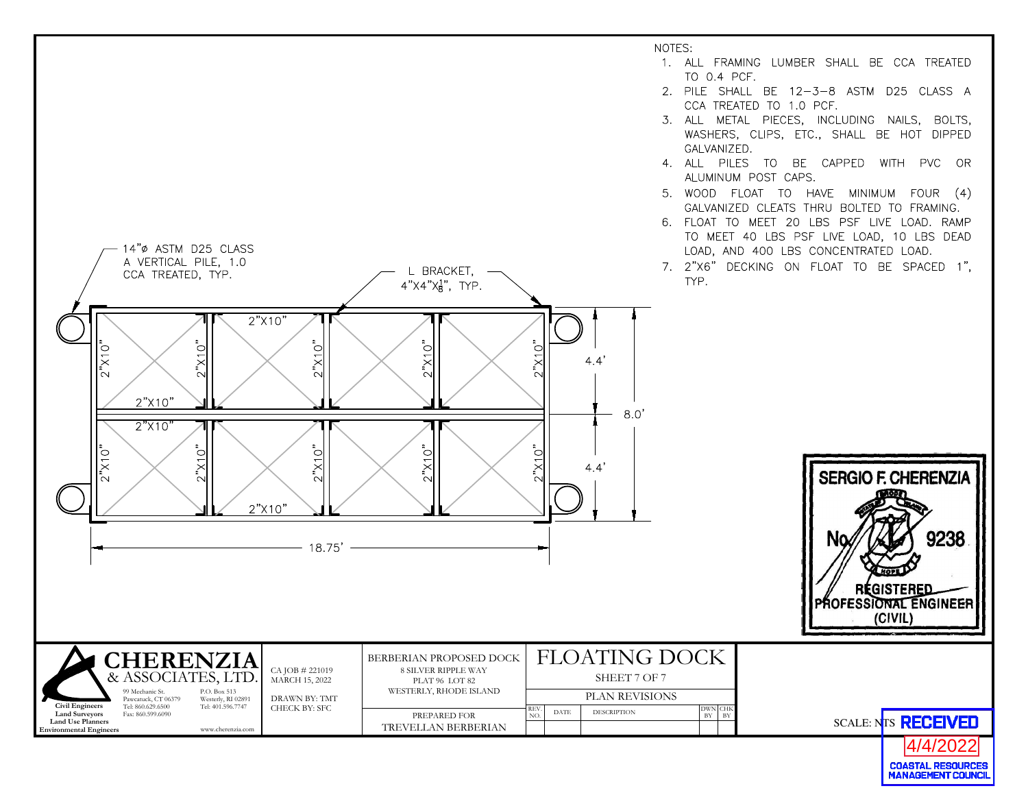NOTES:

1. ALL FRAMING LUMBER SHALL BE CCA TREATED TO 0.4 PCF.
2. PILE SHALL BE 12-3-8 ASTM D25 CLASS A CCA TREATED TO 1.0 PCF.
3. ALL METAL PIECES, INCLUDING NAILS, BOLTS, WASHERS, CLIPS, ETC., SHALL BE HOT DIPPED GALVANIZED.
4. ALL PILES TO BE CAPPED WITH PVC OR ALUMINUM POST CAPS.
5. WOOD FLOAT TO HAVE MINIMUM FOUR (4) GALVANIZED CLEATS THRU BOLTED TO FRAMING.
6. FLOAT TO MEET 20 LBS PSF LIVE LOAD. RAMP TO MEET 40 LBS PSF LIVE LOAD, 10 LBS DEAD LOAD, AND 400 LBS CONCENTRATED LOAD.
7. 2"X6" DECKING ON FLOAT TO BE SPACED 1", TYP.

14"ø ASTM D25 CLASS A VERTICAL PILE, 1.0 CCA TREATED, TYP.

L BRACKET, 4"X4"X$\frac{1}{8}$", TYP.

2"X10"

4.4'

8.0'

4.4'

18.75'

SERGIO F. CHERENZIA
No. 9238
REGISTERED PROFESSIONAL ENGINEER (CIVIL)

**CHERENZIA & ASSOCIATES, LTD.**
Civil Engineers
Land Surveyors
Land Use Planners
Environmental Engineers

99 Mechanic St.
Pawcatuck, CT 06379
Tel: 860.629.6500
Fax: 860.599.6090

P.O. Box 513
Westerly, RI 02891
Tel: 401.596.7747

www.cherenzia.com

CA JOB # 221019
MARCH 15, 2022

DRAWN BY: TMT
CHECK BY: SFC

BERBERIAN PROPOSED DOCK
8 SILVER RIPPLE WAY
PLAT 96 LOT 82
WESTERLY, RHODE ISLAND

PREPARED FOR
TREVELLAN BERBERIAN

# FLOATING DOCK

SHEET 7 OF 7

PLAN REVISIONS

| REV. NO. | DATE | DESCRIPTION | DWN BY | CHK BY |
|---|---|---|---|---|
| | | | | |

SCALE: NTS

RECEIVED
4/4/2022
COASTAL RESOURCES MANAGEMENT COUNCIL